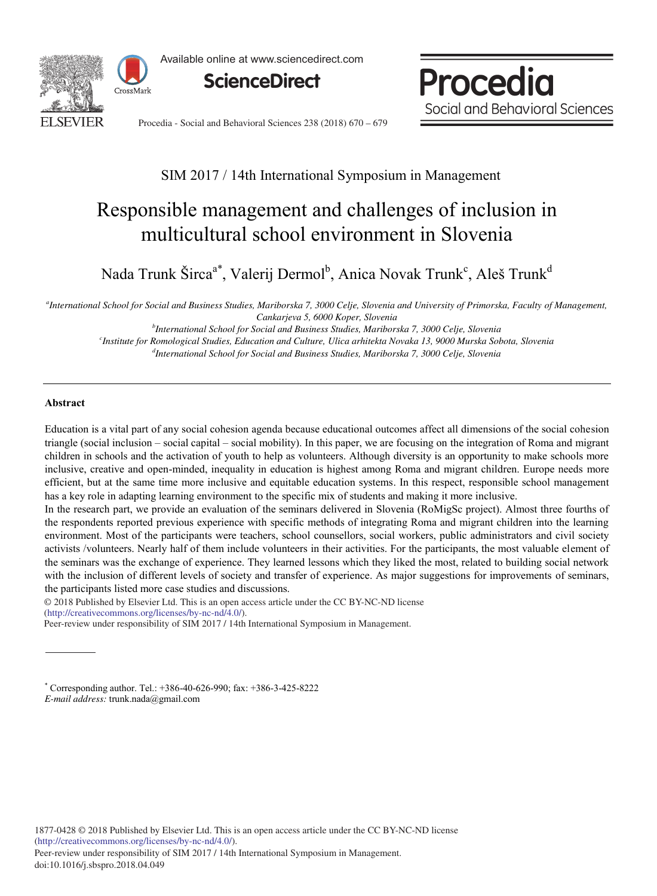SIM 2017 / 14th International Symposium in Management

# Responsible management and challenges of inclusion in multicultural school environment in Slovenia

Nada Trunk Širca[a*], Valerij Dermol[b], Anica Novak Trunk[c], Aleš Trunk[d]

[a]*International School for Social and Business Studies, Mariborska 7, 3000 Celje, Slovenia and University of Primorska, Faculty of Management, Cankarjeva 5, 6000 Koper, Slovenia*

[b]*International School for Social and Business Studies, Mariborska 7, 3000 Celje, Slovenia*

[c]*Institute for Romological Studies, Education and Culture, Ulica arhitekta Novaka 13, 9000 Murska Sobota, Slovenia*

[d]*International School for Social and Business Studies, Mariborska 7, 3000 Celje, Slovenia*

## Abstract

Education is a vital part of any social cohesion agenda because educational outcomes affect all dimensions of the social cohesion triangle (social inclusion – social capital – social mobility). In this paper, we are focusing on the integration of Roma and migrant children in schools and the activation of youth to help as volunteers. Although diversity is an opportunity to make schools more inclusive, creative and open-minded, inequality in education is highest among Roma and migrant children. Europe needs more efficient, but at the same time more inclusive and equitable education systems. In this respect, responsible school management has a key role in adapting learning environment to the specific mix of students and making it more inclusive.

In the research part, we provide an evaluation of the seminars delivered in Slovenia (RoMigSc project). Almost three fourths of the respondents reported previous experience with specific methods of integrating Roma and migrant children into the learning environment. Most of the participants were teachers, school counsellors, social workers, public administrators and civil society activists /volunteers. Nearly half of them include volunteers in their activities. For the participants, the most valuable element of the seminars was the exchange of experience. They learned lessons which they liked the most, related to building social network with the inclusion of different levels of society and transfer of experience. As major suggestions for improvements of seminars, the participants listed more case studies and discussions.

© 2018 Published by Elsevier Ltd. This is an open access article under the CC BY-NC-ND license (http://creativecommons.org/licenses/by-nc-nd/4.0/).

Peer-review under responsibility of SIM 2017 / 14th International Symposium in Management.

---

[*] Corresponding author. Tel.: +386-40-626-990; fax: +386-3-425-8222
*E-mail address:* trunk.nada@gmail.com

1877-0428 © 2018 Published by Elsevier Ltd. This is an open access article under the CC BY-NC-ND license (http://creativecommons.org/licenses/by-nc-nd/4.0/).
Peer-review under responsibility of SIM 2017 / 14th International Symposium in Management.
doi:10.1016/j.sbspro.2018.04.049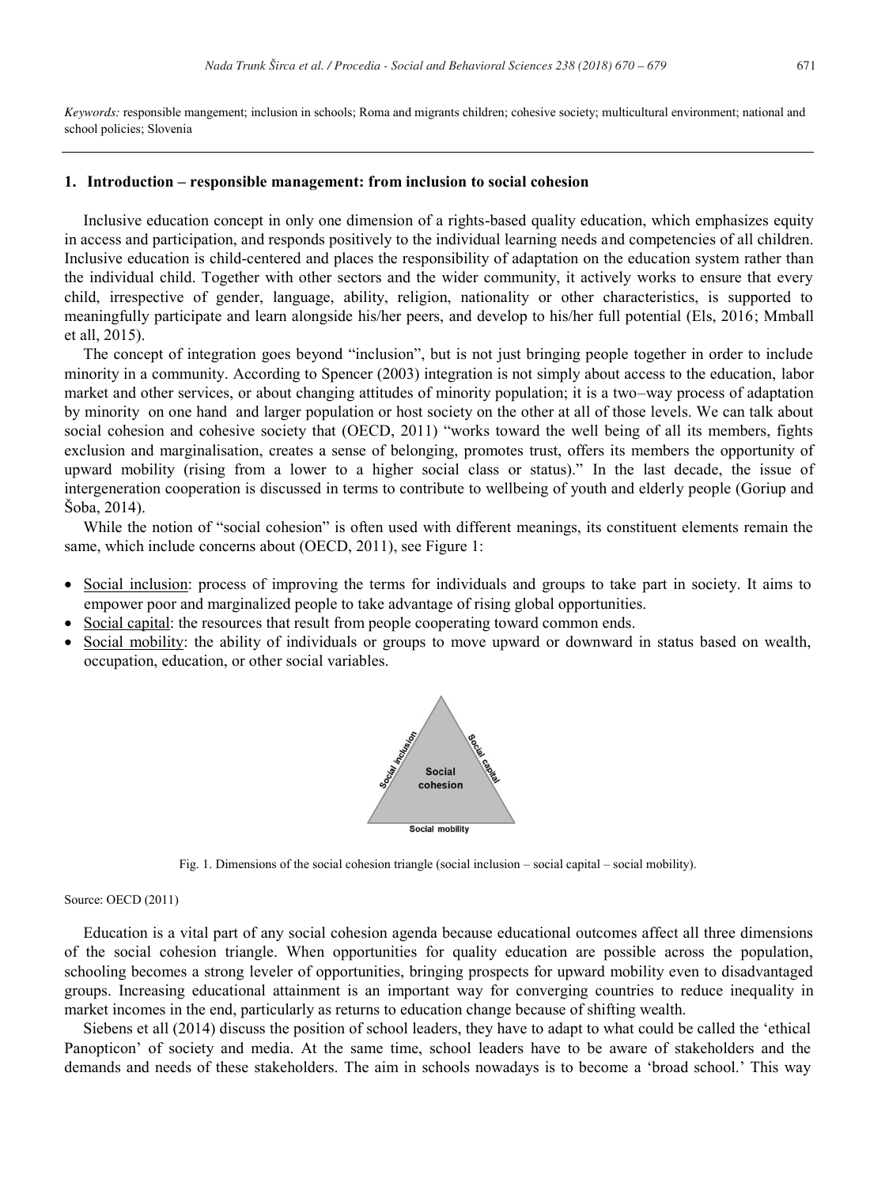*Keywords:* responsible mangement; inclusion in schools; Roma and migrants children; cohesive society; multicultural environment; national and school policies; Slovenia

## 1. Introduction – responsible management: from inclusion to social cohesion

Inclusive education concept in only one dimension of a rights-based quality education, which emphasizes equity in access and participation, and responds positively to the individual learning needs and competencies of all children. Inclusive education is child-centered and places the responsibility of adaptation on the education system rather than the individual child. Together with other sectors and the wider community, it actively works to ensure that every child, irrespective of gender, language, ability, religion, nationality or other characteristics, is supported to meaningfully participate and learn alongside his/her peers, and develop to his/her full potential (Els, 2016; Mmball et all, 2015).

The concept of integration goes beyond "inclusion", but is not just bringing people together in order to include minority in a community. According to Spencer (2003) integration is not simply about access to the education, labor market and other services, or about changing attitudes of minority population; it is a two–way process of adaptation by minority on one hand and larger population or host society on the other at all of those levels. We can talk about social cohesion and cohesive society that (OECD, 2011) "works toward the well being of all its members, fights exclusion and marginalisation, creates a sense of belonging, promotes trust, offers its members the opportunity of upward mobility (rising from a lower to a higher social class or status)." In the last decade, the issue of intergeneration cooperation is discussed in terms to contribute to wellbeing of youth and elderly people (Goriup and Šoba, 2014).

While the notion of "social cohesion" is often used with different meanings, its constituent elements remain the same, which include concerns about (OECD, 2011), see Figure 1:

- Social inclusion: process of improving the terms for individuals and groups to take part in society. It aims to empower poor and marginalized people to take advantage of rising global opportunities.
- Social capital: the resources that result from people cooperating toward common ends.
- Social mobility: the ability of individuals or groups to move upward or downward in status based on wealth, occupation, education, or other social variables.

Fig. 1. Dimensions of the social cohesion triangle (social inclusion – social capital – social mobility).

Source: OECD (2011)

Education is a vital part of any social cohesion agenda because educational outcomes affect all three dimensions of the social cohesion triangle. When opportunities for quality education are possible across the population, schooling becomes a strong leveler of opportunities, bringing prospects for upward mobility even to disadvantaged groups. Increasing educational attainment is an important way for converging countries to reduce inequality in market incomes in the end, particularly as returns to education change because of shifting wealth.

Siebens et all (2014) discuss the position of school leaders, they have to adapt to what could be called the 'ethical Panopticon' of society and media. At the same time, school leaders have to be aware of stakeholders and the demands and needs of these stakeholders. The aim in schools nowadays is to become a 'broad school.' This way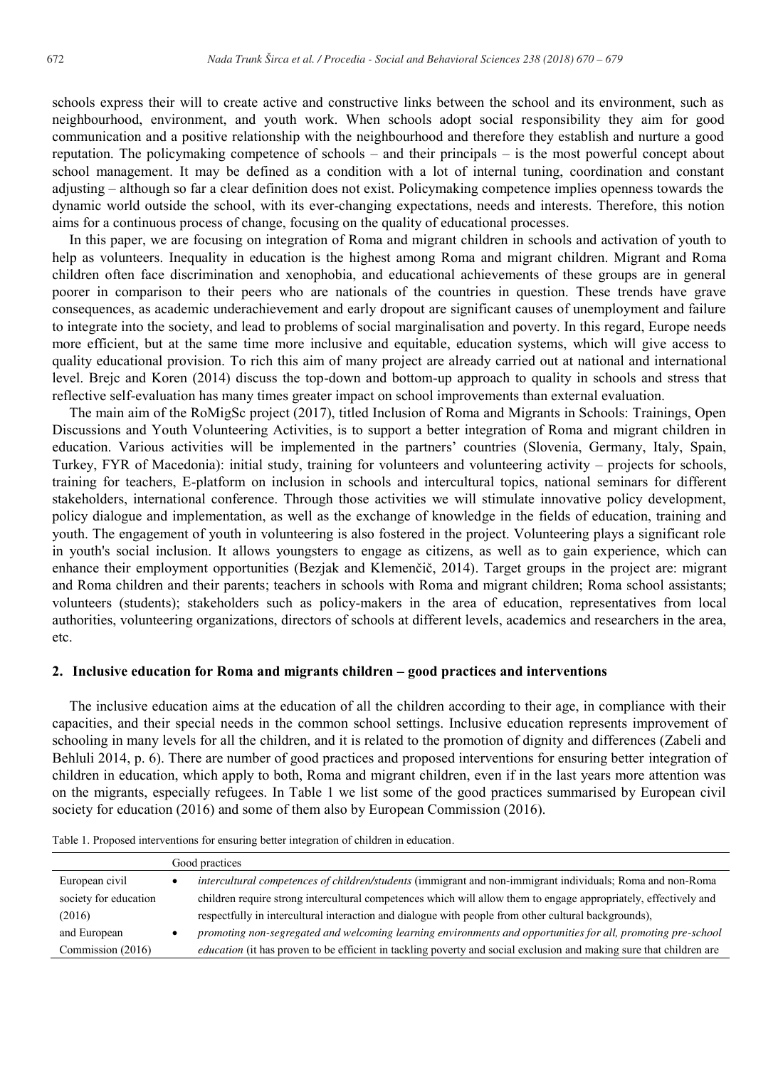schools express their will to create active and constructive links between the school and its environment, such as neighbourhood, environment, and youth work. When schools adopt social responsibility they aim for good communication and a positive relationship with the neighbourhood and therefore they establish and nurture a good reputation. The policymaking competence of schools – and their principals – is the most powerful concept about school management. It may be defined as a condition with a lot of internal tuning, coordination and constant adjusting – although so far a clear definition does not exist. Policymaking competence implies openness towards the dynamic world outside the school, with its ever-changing expectations, needs and interests. Therefore, this notion aims for a continuous process of change, focusing on the quality of educational processes.

In this paper, we are focusing on integration of Roma and migrant children in schools and activation of youth to help as volunteers. Inequality in education is the highest among Roma and migrant children. Migrant and Roma children often face discrimination and xenophobia, and educational achievements of these groups are in general poorer in comparison to their peers who are nationals of the countries in question. These trends have grave consequences, as academic underachievement and early dropout are significant causes of unemployment and failure to integrate into the society, and lead to problems of social marginalisation and poverty. In this regard, Europe needs more efficient, but at the same time more inclusive and equitable, education systems, which will give access to quality educational provision. To rich this aim of many project are already carried out at national and international level. Brejc and Koren (2014) discuss the top-down and bottom-up approach to quality in schools and stress that reflective self-evaluation has many times greater impact on school improvements than external evaluation.

The main aim of the RoMigSc project (2017), titled Inclusion of Roma and Migrants in Schools: Trainings, Open Discussions and Youth Volunteering Activities, is to support a better integration of Roma and migrant children in education. Various activities will be implemented in the partners' countries (Slovenia, Germany, Italy, Spain, Turkey, FYR of Macedonia): initial study, training for volunteers and volunteering activity – projects for schools, training for teachers, E-platform on inclusion in schools and intercultural topics, national seminars for different stakeholders, international conference. Through those activities we will stimulate innovative policy development, policy dialogue and implementation, as well as the exchange of knowledge in the fields of education, training and youth. The engagement of youth in volunteering is also fostered in the project. Volunteering plays a significant role in youth's social inclusion. It allows youngsters to engage as citizens, as well as to gain experience, which can enhance their employment opportunities (Bezjak and Klemenčič, 2014). Target groups in the project are: migrant and Roma children and their parents; teachers in schools with Roma and migrant children; Roma school assistants; volunteers (students); stakeholders such as policy-makers in the area of education, representatives from local authorities, volunteering organizations, directors of schools at different levels, academics and researchers in the area, etc.

## 2. Inclusive education for Roma and migrants children – good practices and interventions

The inclusive education aims at the education of all the children according to their age, in compliance with their capacities, and their special needs in the common school settings. Inclusive education represents improvement of schooling in many levels for all the children, and it is related to the promotion of dignity and differences (Zabeli and Behluli 2014, p. 6). There are number of good practices and proposed interventions for ensuring better integration of children in education, which apply to both, Roma and migrant children, even if in the last years more attention was on the migrants, especially refugees. In Table 1 we list some of the good practices summarised by European civil society for education (2016) and some of them also by European Commission (2016).

Table 1. Proposed interventions for ensuring better integration of children in education.

| | Good practices |
|---|---|
| European civil society for education (2016) and European Commission (2016) | • *intercultural competences of children/students* (immigrant and non-immigrant individuals; Roma and non-Roma children require strong intercultural competences which will allow them to engage appropriately, effectively and respectfully in intercultural interaction and dialogue with people from other cultural backgrounds),<br>• *promoting non-segregated and welcoming learning environments and opportunities for all, promoting pre-school education* (it has proven to be efficient in tackling poverty and social exclusion and making sure that children are |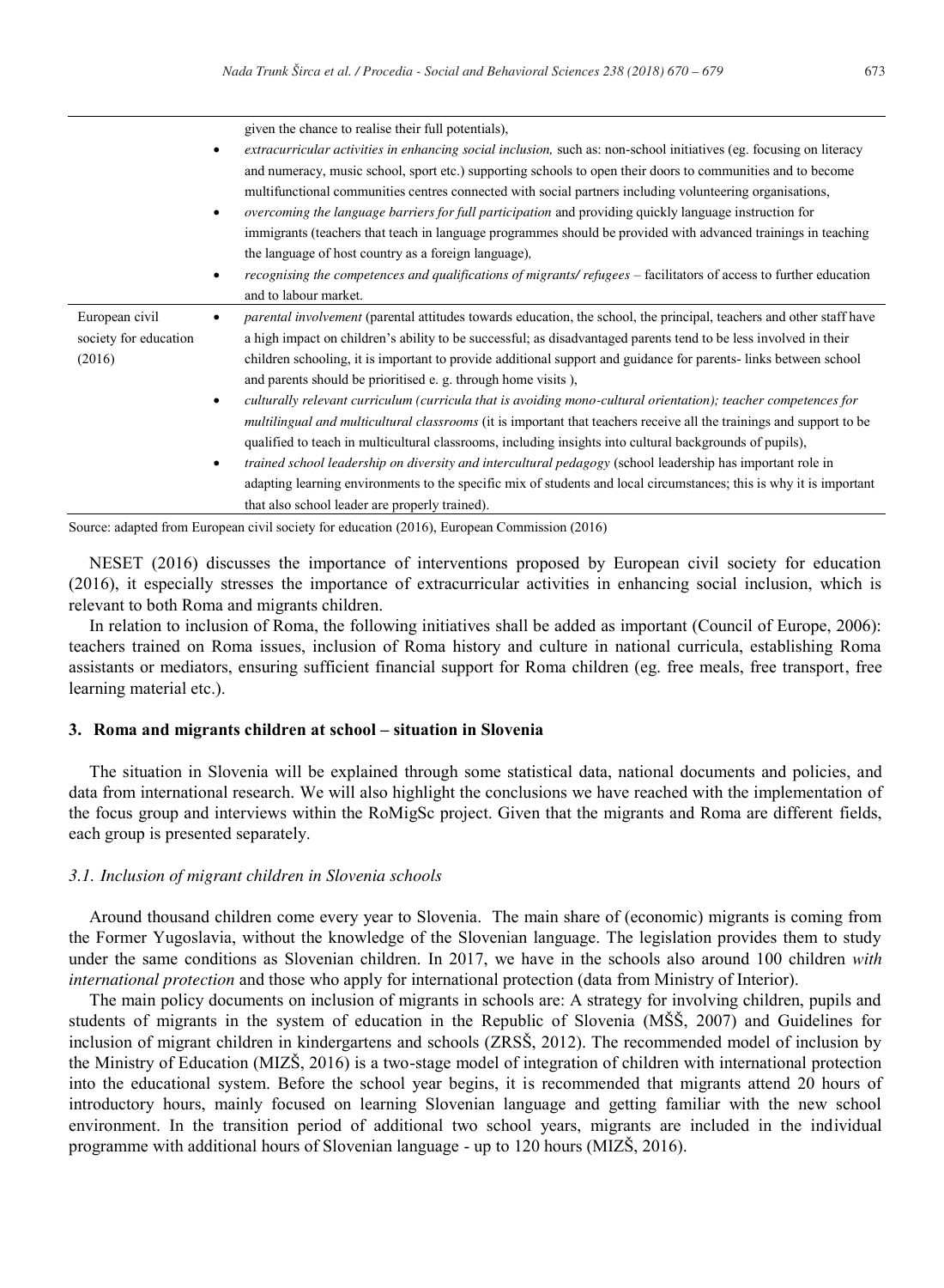| | |
|---|---|
| | given the chance to realise their full potentials),<br>• *extracurricular activities in enhancing social inclusion,* such as: non-school initiatives (eg. focusing on literacy and numeracy, music school, sport etc.) supporting schools to open their doors to communities and to become multifunctional communities centres connected with social partners including volunteering organisations,<br>• *overcoming the language barriers for full participation* and providing quickly language instruction for immigrants (teachers that teach in language programmes should be provided with advanced trainings in teaching the language of host country as a foreign language),<br>• *recognising the competences and qualifications of migrants/ refugees* – facilitators of access to further education and to labour market. |
| European civil society for education (2016) | • *parental involvement* (parental attitudes towards education, the school, the principal, teachers and other staff have a high impact on children's ability to be successful; as disadvantaged parents tend to be less involved in their children schooling, it is important to provide additional support and guidance for parents- links between school and parents should be prioritised e. g. through home visits ),<br>• *culturally relevant curriculum (curricula that is avoiding mono-cultural orientation); teacher competences for multilingual and multicultural classrooms* (it is important that teachers receive all the trainings and support to be qualified to teach in multicultural classrooms, including insights into cultural backgrounds of pupils),<br>• *trained school leadership on diversity and intercultural pedagogy* (school leadership has important role in adapting learning environments to the specific mix of students and local circumstances; this is why it is important that also school leader are properly trained). |

Source: adapted from European civil society for education (2016), European Commission (2016)

NESET (2016) discusses the importance of interventions proposed by European civil society for education (2016), it especially stresses the importance of extracurricular activities in enhancing social inclusion, which is relevant to both Roma and migrants children.

In relation to inclusion of Roma, the following initiatives shall be added as important (Council of Europe, 2006): teachers trained on Roma issues, inclusion of Roma history and culture in national curricula, establishing Roma assistants or mediators, ensuring sufficient financial support for Roma children (eg. free meals, free transport, free learning material etc.).

## 3. Roma and migrants children at school – situation in Slovenia

The situation in Slovenia will be explained through some statistical data, national documents and policies, and data from international research. We will also highlight the conclusions we have reached with the implementation of the focus group and interviews within the RoMigSc project. Given that the migrants and Roma are different fields, each group is presented separately.

### *3.1. Inclusion of migrant children in Slovenia schools*

Around thousand children come every year to Slovenia. The main share of (economic) migrants is coming from the Former Yugoslavia, without the knowledge of the Slovenian language. The legislation provides them to study under the same conditions as Slovenian children. In 2017, we have in the schools also around 100 children *with international protection* and those who apply for international protection (data from Ministry of Interior).

The main policy documents on inclusion of migrants in schools are: A strategy for involving children, pupils and students of migrants in the system of education in the Republic of Slovenia (MŠŠ, 2007) and Guidelines for inclusion of migrant children in kindergartens and schools (ZRSŠ, 2012). The recommended model of inclusion by the Ministry of Education (MIZŠ, 2016) is a two-stage model of integration of children with international protection into the educational system. Before the school year begins, it is recommended that migrants attend 20 hours of introductory hours, mainly focused on learning Slovenian language and getting familiar with the new school environment. In the transition period of additional two school years, migrants are included in the individual programme with additional hours of Slovenian language - up to 120 hours (MIZŠ, 2016).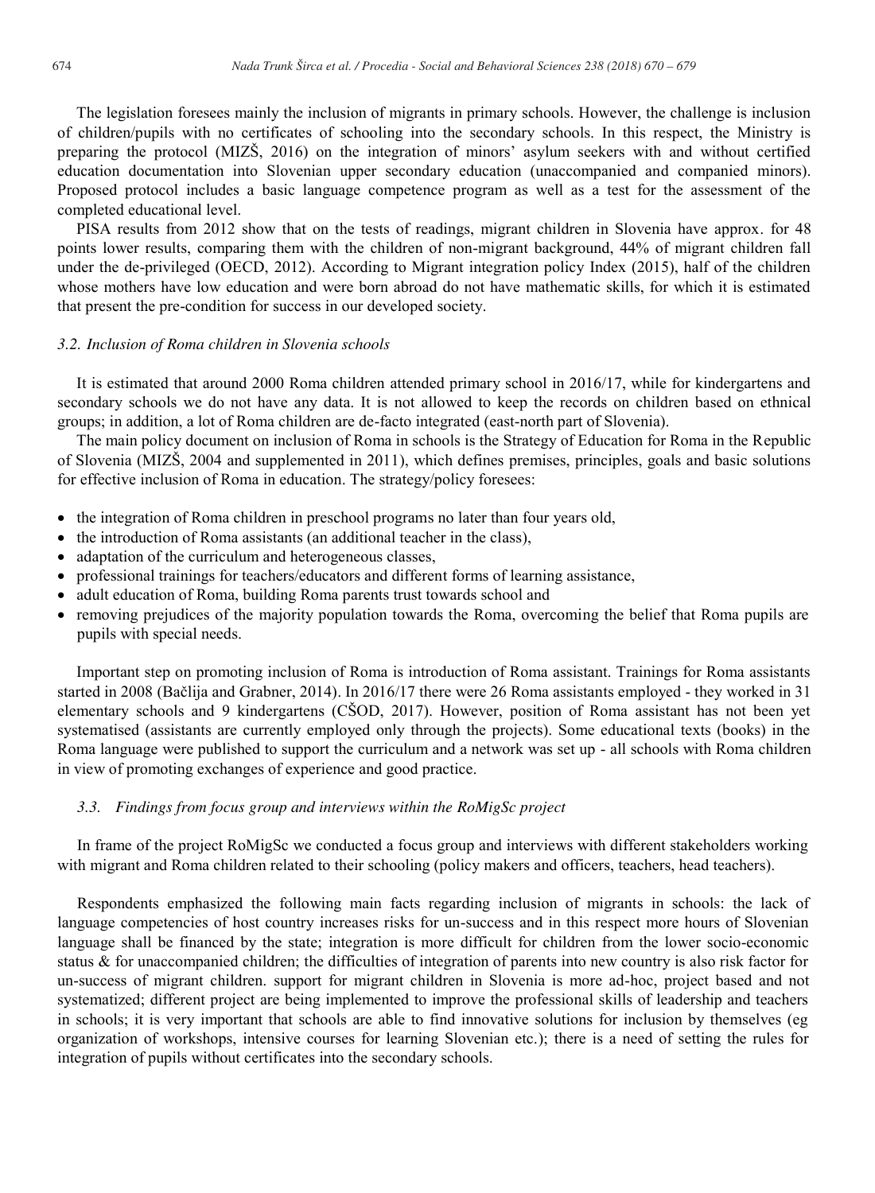The legislation foresees mainly the inclusion of migrants in primary schools. However, the challenge is inclusion of children/pupils with no certificates of schooling into the secondary schools. In this respect, the Ministry is preparing the protocol (MIZŠ, 2016) on the integration of minors' asylum seekers with and without certified education documentation into Slovenian upper secondary education (unaccompanied and companied minors). Proposed protocol includes a basic language competence program as well as a test for the assessment of the completed educational level.

PISA results from 2012 show that on the tests of readings, migrant children in Slovenia have approx. for 48 points lower results, comparing them with the children of non-migrant background, 44% of migrant children fall under the de-privileged (OECD, 2012). According to Migrant integration policy Index (2015), half of the children whose mothers have low education and were born abroad do not have mathematic skills, for which it is estimated that present the pre-condition for success in our developed society.

### *3.2. Inclusion of Roma children in Slovenia schools*

It is estimated that around 2000 Roma children attended primary school in 2016/17, while for kindergartens and secondary schools we do not have any data. It is not allowed to keep the records on children based on ethnical groups; in addition, a lot of Roma children are de-facto integrated (east-north part of Slovenia).

The main policy document on inclusion of Roma in schools is the Strategy of Education for Roma in the Republic of Slovenia (MIZŠ, 2004 and supplemented in 2011), which defines premises, principles, goals and basic solutions for effective inclusion of Roma in education. The strategy/policy foresees:

- the integration of Roma children in preschool programs no later than four years old,
- the introduction of Roma assistants (an additional teacher in the class),
- adaptation of the curriculum and heterogeneous classes,
- professional trainings for teachers/educators and different forms of learning assistance,
- adult education of Roma, building Roma parents trust towards school and
- removing prejudices of the majority population towards the Roma, overcoming the belief that Roma pupils are pupils with special needs.

Important step on promoting inclusion of Roma is introduction of Roma assistant. Trainings for Roma assistants started in 2008 (Bačlija and Grabner, 2014). In 2016/17 there were 26 Roma assistants employed - they worked in 31 elementary schools and 9 kindergartens (CŠOD, 2017). However, position of Roma assistant has not been yet systematised (assistants are currently employed only through the projects). Some educational texts (books) in the Roma language were published to support the curriculum and a network was set up - all schools with Roma children in view of promoting exchanges of experience and good practice.

### *3.3. Findings from focus group and interviews within the RoMigSc project*

In frame of the project RoMigSc we conducted a focus group and interviews with different stakeholders working with migrant and Roma children related to their schooling (policy makers and officers, teachers, head teachers).

Respondents emphasized the following main facts regarding inclusion of migrants in schools: the lack of language competencies of host country increases risks for un-success and in this respect more hours of Slovenian language shall be financed by the state; integration is more difficult for children from the lower socio-economic status & for unaccompanied children; the difficulties of integration of parents into new country is also risk factor for un-success of migrant children. support for migrant children in Slovenia is more ad-hoc, project based and not systematized; different project are being implemented to improve the professional skills of leadership and teachers in schools; it is very important that schools are able to find innovative solutions for inclusion by themselves (eg organization of workshops, intensive courses for learning Slovenian etc.); there is a need of setting the rules for integration of pupils without certificates into the secondary schools.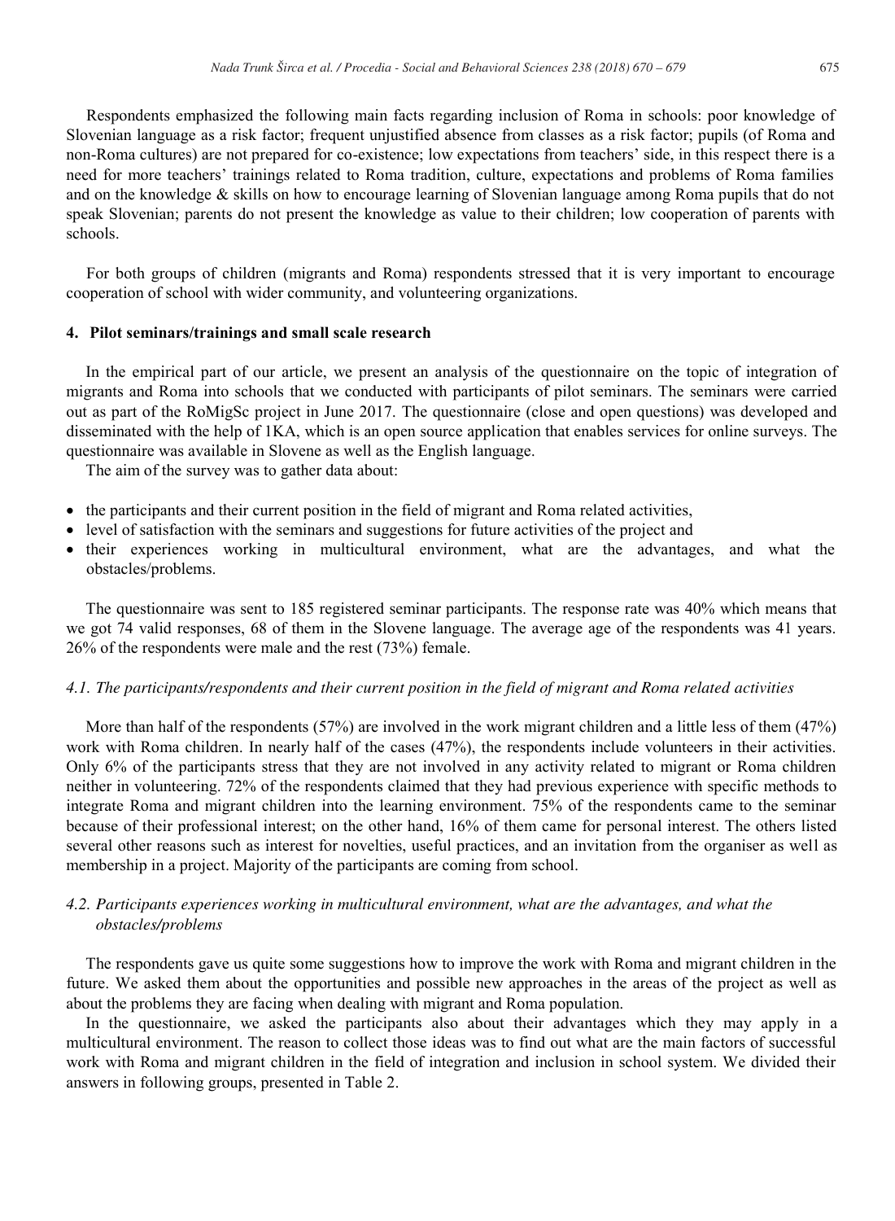Respondents emphasized the following main facts regarding inclusion of Roma in schools: poor knowledge of Slovenian language as a risk factor; frequent unjustified absence from classes as a risk factor; pupils (of Roma and non-Roma cultures) are not prepared for co-existence; low expectations from teachers' side, in this respect there is a need for more teachers' trainings related to Roma tradition, culture, expectations and problems of Roma families and on the knowledge & skills on how to encourage learning of Slovenian language among Roma pupils that do not speak Slovenian; parents do not present the knowledge as value to their children; low cooperation of parents with schools.

For both groups of children (migrants and Roma) respondents stressed that it is very important to encourage cooperation of school with wider community, and volunteering organizations.

## 4. Pilot seminars/trainings and small scale research

In the empirical part of our article, we present an analysis of the questionnaire on the topic of integration of migrants and Roma into schools that we conducted with participants of pilot seminars. The seminars were carried out as part of the RoMigSc project in June 2017. The questionnaire (close and open questions) was developed and disseminated with the help of 1KA, which is an open source application that enables services for online surveys. The questionnaire was available in Slovene as well as the English language.

The aim of the survey was to gather data about:

- the participants and their current position in the field of migrant and Roma related activities,
- level of satisfaction with the seminars and suggestions for future activities of the project and
- their experiences working in multicultural environment, what are the advantages, and what the obstacles/problems.

The questionnaire was sent to 185 registered seminar participants. The response rate was 40% which means that we got 74 valid responses, 68 of them in the Slovene language. The average age of the respondents was 41 years. 26% of the respondents were male and the rest (73%) female.

### *4.1. The participants/respondents and their current position in the field of migrant and Roma related activities*

More than half of the respondents (57%) are involved in the work migrant children and a little less of them (47%) work with Roma children. In nearly half of the cases (47%), the respondents include volunteers in their activities. Only 6% of the participants stress that they are not involved in any activity related to migrant or Roma children neither in volunteering. 72% of the respondents claimed that they had previous experience with specific methods to integrate Roma and migrant children into the learning environment. 75% of the respondents came to the seminar because of their professional interest; on the other hand, 16% of them came for personal interest. The others listed several other reasons such as interest for novelties, useful practices, and an invitation from the organiser as well as membership in a project. Majority of the participants are coming from school.

### *4.2. Participants experiences working in multicultural environment, what are the advantages, and what the obstacles/problems*

The respondents gave us quite some suggestions how to improve the work with Roma and migrant children in the future. We asked them about the opportunities and possible new approaches in the areas of the project as well as about the problems they are facing when dealing with migrant and Roma population.

In the questionnaire, we asked the participants also about their advantages which they may apply in a multicultural environment. The reason to collect those ideas was to find out what are the main factors of successful work with Roma and migrant children in the field of integration and inclusion in school system. We divided their answers in following groups, presented in Table 2.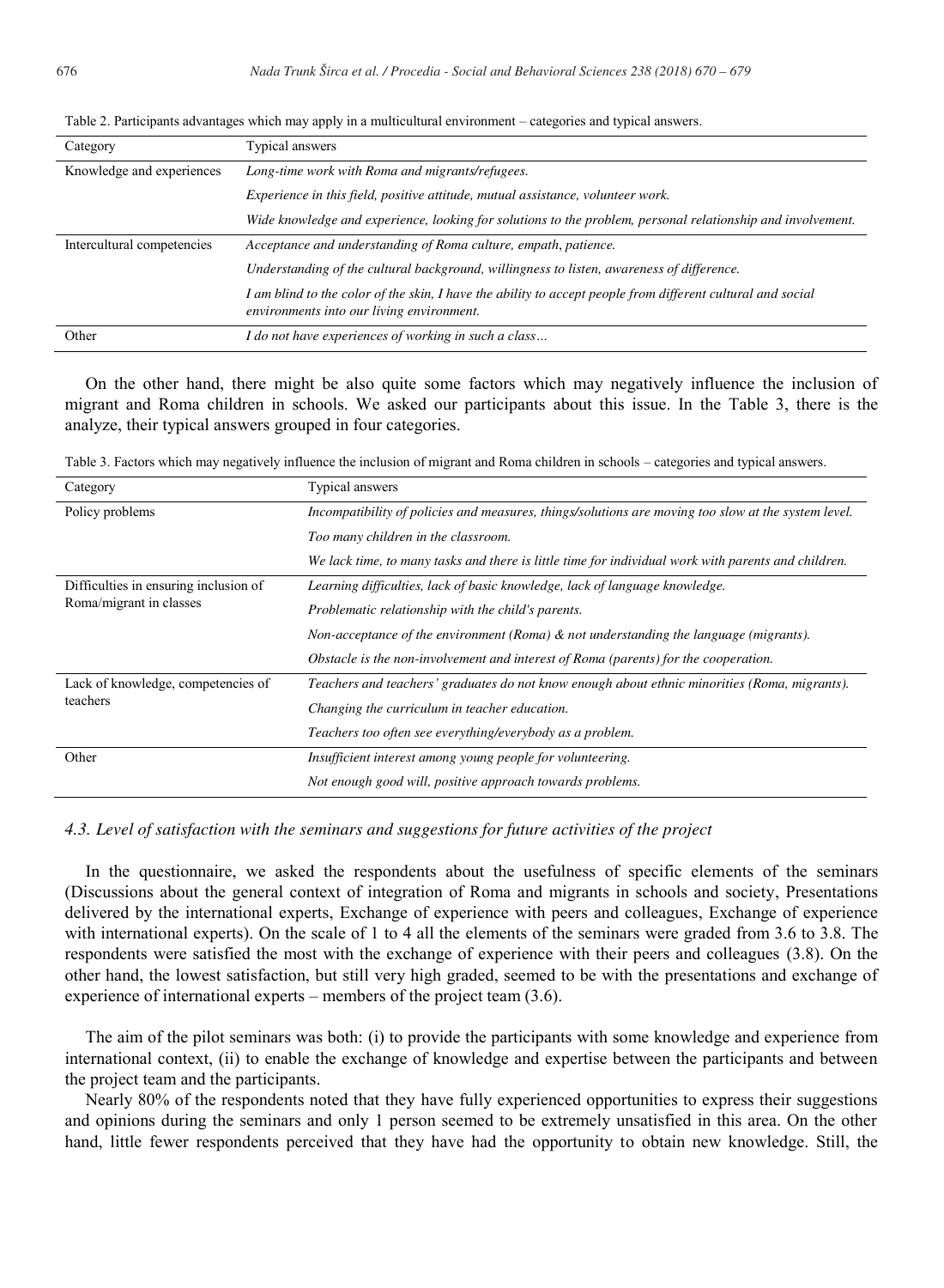Table 2. Participants advantages which may apply in a multicultural environment – categories and typical answers.

| Category | Typical answers |
|---|---|
| Knowledge and experiences | *Long-time work with Roma and migrants/refugees.* |
| | *Experience in this field, positive attitude, mutual assistance, volunteer work.* |
| | *Wide knowledge and experience, looking for solutions to the problem, personal relationship and involvement.* |
| Intercultural competencies | *Acceptance and understanding of Roma culture, empath, patience.* |
| | *Understanding of the cultural background, willingness to listen, awareness of difference.* |
| | *I am blind to the color of the skin, I have the ability to accept people from different cultural and social environments into our living environment.* |
| Other | *I do not have experiences of working in such a class…* |

On the other hand, there might be also quite some factors which may negatively influence the inclusion of migrant and Roma children in schools. We asked our participants about this issue. In the Table 3, there is the analyze, their typical answers grouped in four categories.

Table 3. Factors which may negatively influence the inclusion of migrant and Roma children in schools – categories and typical answers.

| Category | Typical answers |
|---|---|
| Policy problems | *Incompatibility of policies and measures, things/solutions are moving too slow at the system level.* |
| | *Too many children in the classroom.* |
| | *We lack time, to many tasks and there is little time for individual work with parents and children.* |
| Difficulties in ensuring inclusion of Roma/migrant in classes | *Learning difficulties, lack of basic knowledge, lack of language knowledge.* |
| | *Problematic relationship with the child's parents.* |
| | *Non-acceptance of the environment (Roma) & not understanding the language (migrants).* |
| | *Obstacle is the non-involvement and interest of Roma (parents) for the cooperation.* |
| Lack of knowledge, competencies of teachers | *Teachers and teachers' graduates do not know enough about ethnic minorities (Roma, migrants).* |
| | *Changing the curriculum in teacher education.* |
| | *Teachers too often see everything/everybody as a problem.* |
| Other | *Insufficient interest among young people for volunteering.* |
| | *Not enough good will, positive approach towards problems.* |

### *4.3. Level of satisfaction with the seminars and suggestions for future activities of the project*

In the questionnaire, we asked the respondents about the usefulness of specific elements of the seminars (Discussions about the general context of integration of Roma and migrants in schools and society, Presentations delivered by the international experts, Exchange of experience with peers and colleagues, Exchange of experience with international experts). On the scale of 1 to 4 all the elements of the seminars were graded from 3.6 to 3.8. The respondents were satisfied the most with the exchange of experience with their peers and colleagues (3.8). On the other hand, the lowest satisfaction, but still very high graded, seemed to be with the presentations and exchange of experience of international experts – members of the project team (3.6).

The aim of the pilot seminars was both: (i) to provide the participants with some knowledge and experience from international context, (ii) to enable the exchange of knowledge and expertise between the participants and between the project team and the participants.

Nearly 80% of the respondents noted that they have fully experienced opportunities to express their suggestions and opinions during the seminars and only 1 person seemed to be extremely unsatisfied in this area. On the other hand, little fewer respondents perceived that they have had the opportunity to obtain new knowledge. Still, the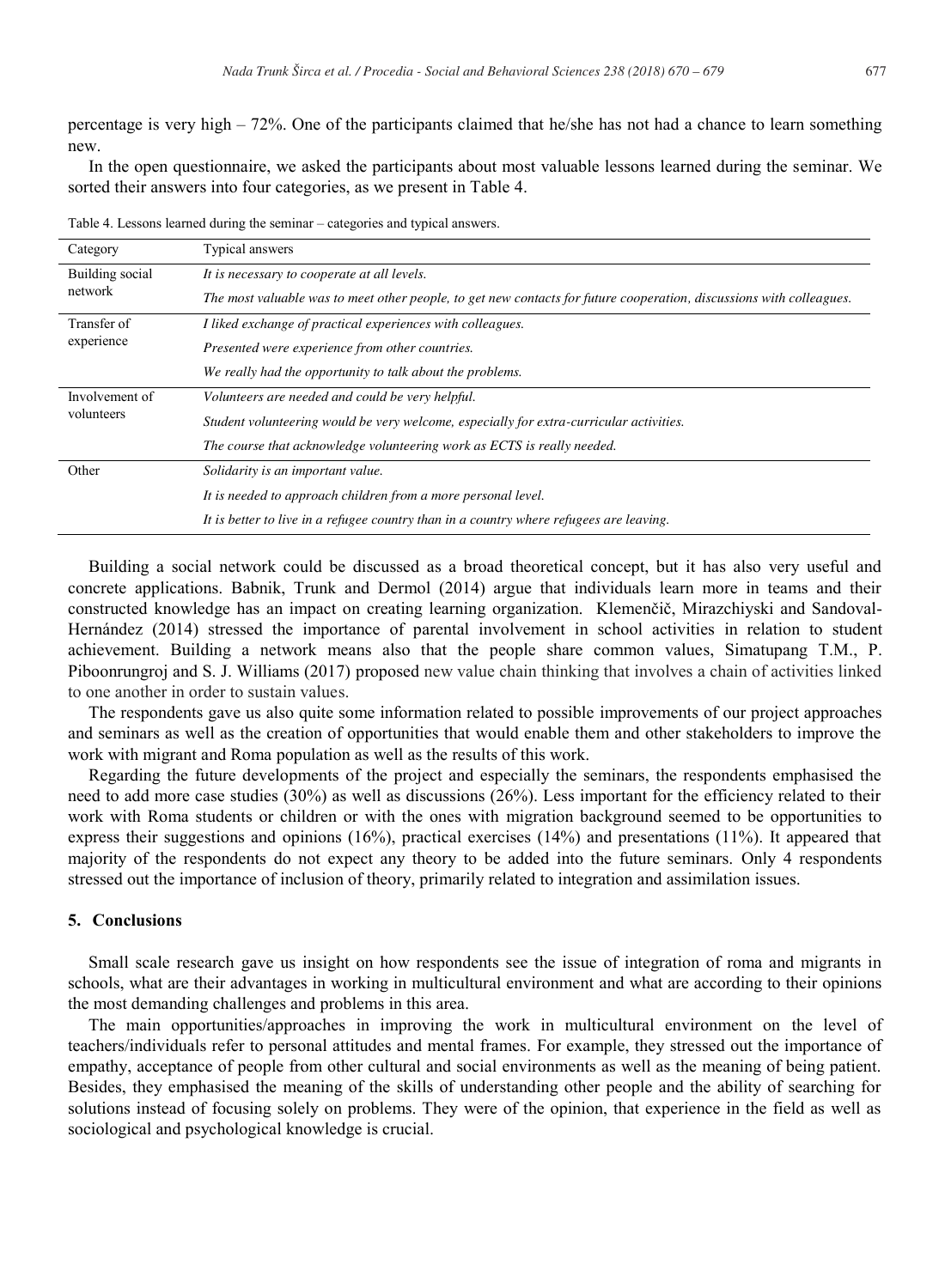percentage is very high – 72%. One of the participants claimed that he/she has not had a chance to learn something new.

In the open questionnaire, we asked the participants about most valuable lessons learned during the seminar. We sorted their answers into four categories, as we present in Table 4.

Table 4. Lessons learned during the seminar – categories and typical answers.

| Category | Typical answers |
|---|---|
| Building social network | *It is necessary to cooperate at all levels.* |
| | *The most valuable was to meet other people, to get new contacts for future cooperation, discussions with colleagues.* |
| Transfer of experience | *I liked exchange of practical experiences with colleagues.* |
| | *Presented were experience from other countries.* |
| | *We really had the opportunity to talk about the problems.* |
| Involvement of volunteers | *Volunteers are needed and could be very helpful.* |
| | *Student volunteering would be very welcome, especially for extra-curricular activities.* |
| | *The course that acknowledge volunteering work as ECTS is really needed.* |
| Other | *Solidarity is an important value.* |
| | *It is needed to approach children from a more personal level.* |
| | *It is better to live in a refugee country than in a country where refugees are leaving.* |

Building a social network could be discussed as a broad theoretical concept, but it has also very useful and concrete applications. Babnik, Trunk and Dermol (2014) argue that individuals learn more in teams and their constructed knowledge has an impact on creating learning organization. Klemenčič, Mirazchiyski and Sandoval-Hernández (2014) stressed the importance of parental involvement in school activities in relation to student achievement. Building a network means also that the people share common values, Simatupang T.M., P. Piboonrungroj and S. J. Williams (2017) proposed new value chain thinking that involves a chain of activities linked to one another in order to sustain values.

The respondents gave us also quite some information related to possible improvements of our project approaches and seminars as well as the creation of opportunities that would enable them and other stakeholders to improve the work with migrant and Roma population as well as the results of this work.

Regarding the future developments of the project and especially the seminars, the respondents emphasised the need to add more case studies (30%) as well as discussions (26%). Less important for the efficiency related to their work with Roma students or children or with the ones with migration background seemed to be opportunities to express their suggestions and opinions (16%), practical exercises (14%) and presentations (11%). It appeared that majority of the respondents do not expect any theory to be added into the future seminars. Only 4 respondents stressed out the importance of inclusion of theory, primarily related to integration and assimilation issues.

## 5. Conclusions

Small scale research gave us insight on how respondents see the issue of integration of roma and migrants in schools, what are their advantages in working in multicultural environment and what are according to their opinions the most demanding challenges and problems in this area.

The main opportunities/approaches in improving the work in multicultural environment on the level of teachers/individuals refer to personal attitudes and mental frames. For example, they stressed out the importance of empathy, acceptance of people from other cultural and social environments as well as the meaning of being patient. Besides, they emphasised the meaning of the skills of understanding other people and the ability of searching for solutions instead of focusing solely on problems. They were of the opinion, that experience in the field as well as sociological and psychological knowledge is crucial.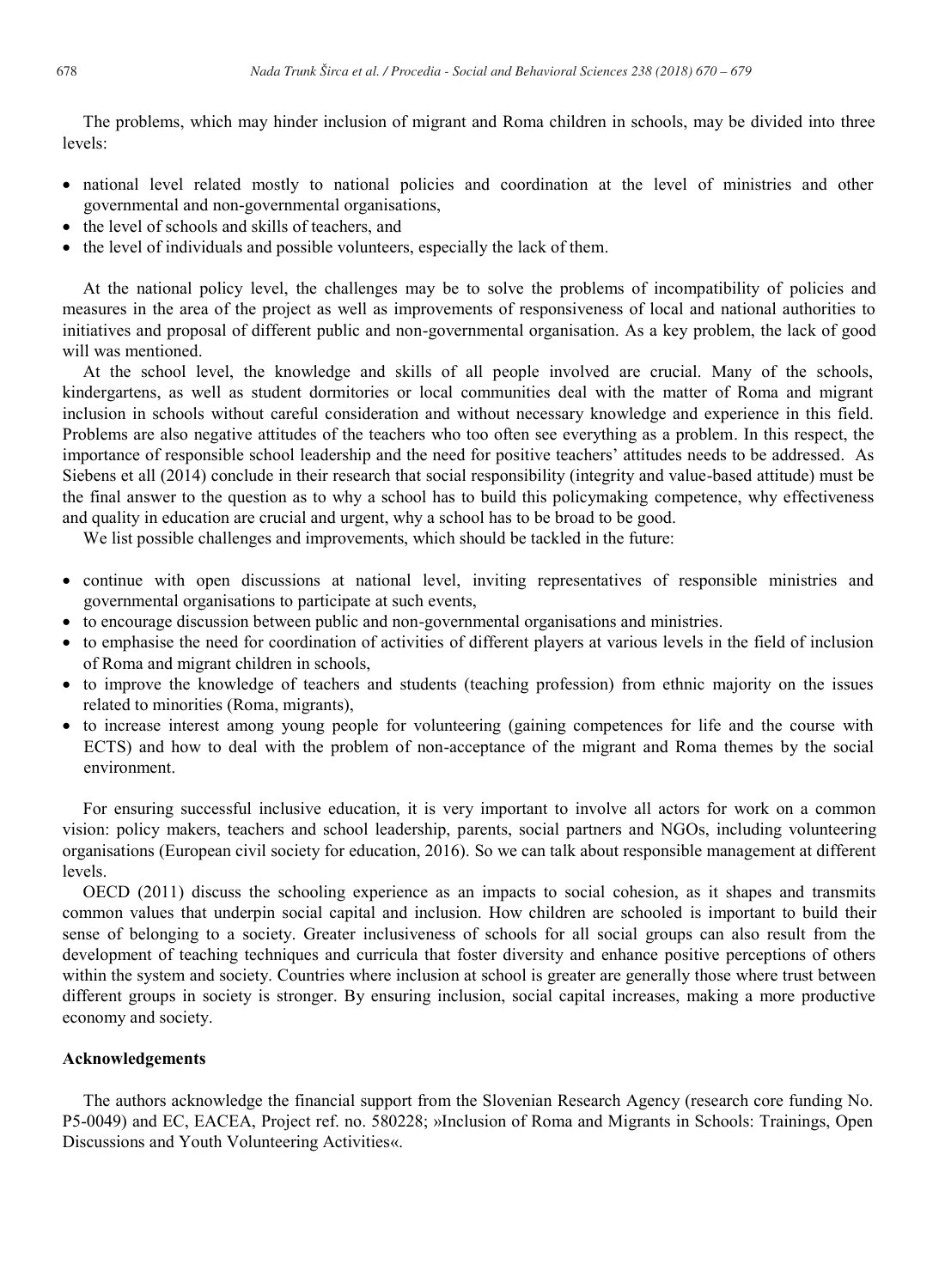The problems, which may hinder inclusion of migrant and Roma children in schools, may be divided into three levels:

- national level related mostly to national policies and coordination at the level of ministries and other governmental and non-governmental organisations,
- the level of schools and skills of teachers, and
- the level of individuals and possible volunteers, especially the lack of them.

At the national policy level, the challenges may be to solve the problems of incompatibility of policies and measures in the area of the project as well as improvements of responsiveness of local and national authorities to initiatives and proposal of different public and non-governmental organisation. As a key problem, the lack of good will was mentioned.

At the school level, the knowledge and skills of all people involved are crucial. Many of the schools, kindergartens, as well as student dormitories or local communities deal with the matter of Roma and migrant inclusion in schools without careful consideration and without necessary knowledge and experience in this field. Problems are also negative attitudes of the teachers who too often see everything as a problem. In this respect, the importance of responsible school leadership and the need for positive teachers' attitudes needs to be addressed. As Siebens et all (2014) conclude in their research that social responsibility (integrity and value-based attitude) must be the final answer to the question as to why a school has to build this policymaking competence, why effectiveness and quality in education are crucial and urgent, why a school has to be broad to be good.

We list possible challenges and improvements, which should be tackled in the future:

- continue with open discussions at national level, inviting representatives of responsible ministries and governmental organisations to participate at such events,
- to encourage discussion between public and non-governmental organisations and ministries.
- to emphasise the need for coordination of activities of different players at various levels in the field of inclusion of Roma and migrant children in schools,
- to improve the knowledge of teachers and students (teaching profession) from ethnic majority on the issues related to minorities (Roma, migrants),
- to increase interest among young people for volunteering (gaining competences for life and the course with ECTS) and how to deal with the problem of non-acceptance of the migrant and Roma themes by the social environment.

For ensuring successful inclusive education, it is very important to involve all actors for work on a common vision: policy makers, teachers and school leadership, parents, social partners and NGOs, including volunteering organisations (European civil society for education, 2016). So we can talk about responsible management at different levels.

OECD (2011) discuss the schooling experience as an impacts to social cohesion, as it shapes and transmits common values that underpin social capital and inclusion. How children are schooled is important to build their sense of belonging to a society. Greater inclusiveness of schools for all social groups can also result from the development of teaching techniques and curricula that foster diversity and enhance positive perceptions of others within the system and society. Countries where inclusion at school is greater are generally those where trust between different groups in society is stronger. By ensuring inclusion, social capital increases, making a more productive economy and society.

## Acknowledgements

The authors acknowledge the financial support from the Slovenian Research Agency (research core funding No. P5-0049) and EC, EACEA, Project ref. no. 580228; »Inclusion of Roma and Migrants in Schools: Trainings, Open Discussions and Youth Volunteering Activities«.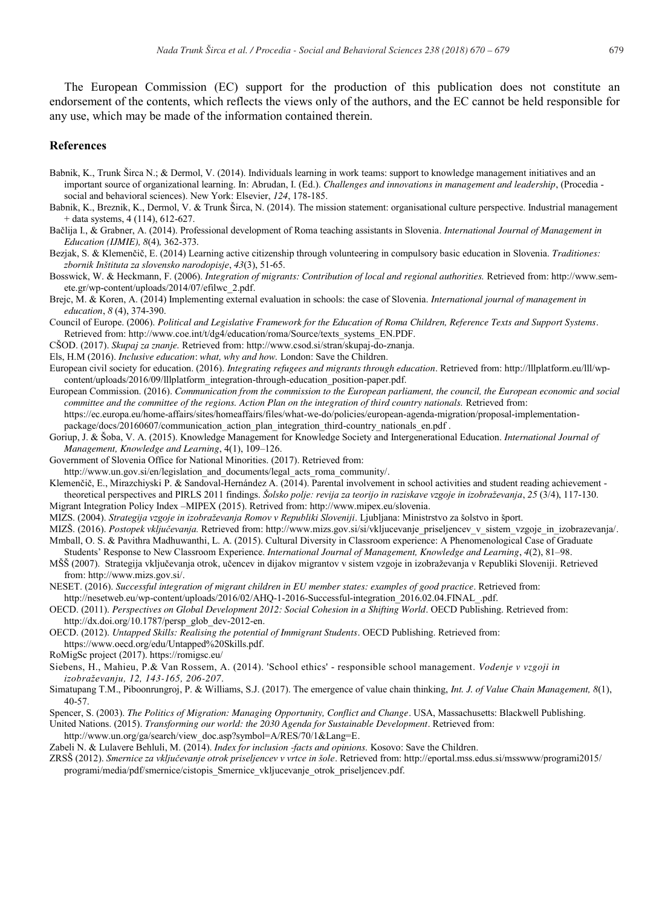The European Commission (EC) support for the production of this publication does not constitute an endorsement of the contents, which reflects the views only of the authors, and the EC cannot be held responsible for any use, which may be made of the information contained therein.

## References

Babnik, K., Trunk Širca N.; & Dermol, V. (2014). Individuals learning in work teams: support to knowledge management initiatives and an important source of organizational learning. In: Abrudan, I. (Ed.). *Challenges and innovations in management and leadership*, (Procedia - social and behavioral sciences). New York: Elsevier, *124*, 178-185.

Babnik, K., Breznik, K., Dermol, V. & Trunk Širca, N. (2014). The mission statement: organisational culture perspective. Industrial management + data systems, 4 (114), 612-627.

Bačlija I., & Grabner, A. (2014). Professional development of Roma teaching assistants in Slovenia. *International Journal of Management in Education (IJMIE), 8*(4)*,* 362-373.

Bezjak, S. & Klemenčič, E. (2014) Learning active citizenship through volunteering in compulsory basic education in Slovenia. *Traditiones: zbornik Inštituta za slovensko narodopisje*, *43*(3), 51-65.

Bosswick, W. & Heckmann, F. (2006). *Integration of migrants: Contribution of local and regional authorities.* Retrieved from: http://www.sem-ete.gr/wp-content/uploads/2014/07/efilwc_2.pdf.

Brejc, M. & Koren, A. (2014) Implementing external evaluation in schools: the case of Slovenia. *International journal of management in education*, *8* (4), 374-390.

Council of Europe. (2006). *Political and Legislative Framework for the Education of Roma Children, Reference Texts and Support Systems*. Retrieved from: http://www.coe.int/t/dg4/education/roma/Source/texts_systems_EN.PDF.

CŠOD. (2017). *Skupaj za znanje.* Retrieved from: http://www.csod.si/stran/skupaj-do-znanja.

Els, H.M (2016). *Inclusive education*: *what, why and how.* London: Save the Children.

European civil society for education. (2016). *Integrating refugees and migrants through education*. Retrieved from: http://lllplatform.eu/lll/wp-content/uploads/2016/09/lllplatform_integration-through-education_position-paper.pdf.

European Commission. (2016). *Communication from the commission to the European parliament, the council, the European economic and social committee and the committee of the regions. Action Plan on the integration of third country nationals.* Retrieved from: https://ec.europa.eu/home-affairs/sites/homeaffairs/files/what-we-do/policies/european-agenda-migration/proposal-implementation-package/docs/20160607/communication_action_plan_integration_third-country_nationals_en.pdf .

Goriup, J. & Šoba, V. A. (2015). Knowledge Management for Knowledge Society and Intergenerational Education. *International Journal of Management, Knowledge and Learning*, 4(1), 109–126.

Government of Slovenia Office for National Minorities. (2017). Retrieved from: http://www.un.gov.si/en/legislation_and_documents/legal_acts_roma_community/.

Klemenčič, E., Mirazchiyski P. & Sandoval-Hernández A. (2014). Parental involvement in school activities and student reading achievement - theoretical perspectives and PIRLS 2011 findings. *Šolsko polje: revija za teorijo in raziskave vzgoje in izobraževanja*, *25* (3/4), 117-130.

Migrant Integration Policy Index –MIPEX (2015). Retrived from: http://www.mipex.eu/slovenia.

MIZS. (2004). *Strategija vzgoje in izobraževanja Romov v Republiki Sloveniji*. Ljubljana: Ministrstvo za šolstvo in šport.

MIZŠ. (2016). *Postopek vključevanja.* Retrieved from: http://www.mizs.gov.si/si/vkljucevanje_priseljencev_v_sistem_vzgoje_in_izobrazevanja/.

Mmball, O. S. & Pavithra Madhuwanthi, L. A. (2015). Cultural Diversity in Classroom experience: A Phenomenological Case of Graduate Students' Response to New Classroom Experience. *International Journal of Management, Knowledge and Learning*, *4*(2), 81–98.

MŠŠ (2007). Strategija vključevanja otrok, učencev in dijakov migrantov v sistem vzgoje in izobraževanja v Republiki Sloveniji. Retrieved from: http://www.mizs.gov.si/.

NESET. (2016). *Successful integration of migrant children in EU member states: examples of good practice*. Retrieved from: http://nesetweb.eu/wp-content/uploads/2016/02/AHQ-1-2016-Successful-integration_2016.02.04.FINAL_.pdf.

OECD. (2011). *Perspectives on Global Development 2012: Social Cohesion in a Shifting World*. OECD Publishing. Retrieved from: http://dx.doi.org/10.1787/persp_glob_dev-2012-en.

OECD. (2012). *Untapped Skills: Realising the potential of Immigrant Students*. OECD Publishing. Retrieved from: https://www.oecd.org/edu/Untapped%20Skills.pdf.

RoMigSc project (2017). https://romigsc.eu/

Siebens, H., Mahieu, P.& Van Rossem, A. (2014). 'School ethics' - responsible school management. *Vodenje v vzgoji in izobraževanju, 12, 143-165, 206-207*.

Simatupang T.M., Piboonrungroj, P. & Williams, S.J. (2017). The emergence of value chain thinking, *Int. J. of Value Chain Management, 8*(1), 40-57.

Spencer, S. (2003). *The Politics of Migration: Managing Opportunity, Conflict and Change*. USA, Massachusetts: Blackwell Publishing.

United Nations. (2015). *Transforming our world: the 2030 Agenda for Sustainable Development*. Retrieved from: http://www.un.org/ga/search/view_doc.asp?symbol=A/RES/70/1&Lang=E.

Zabeli N. & Lulavere Behluli, M. (2014). *Index for inclusion -facts and opinions.* Kosovo: Save the Children.

ZRSŠ (2012). *Smernice za vključevanje otrok priseljencev v vrtce in šole*. Retrieved from: http://eportal.mss.edus.si/msswww/programi2015/programi/media/pdf/smernice/cistopis_Smernice_vkljucevanje_otrok_priseljencev.pdf.